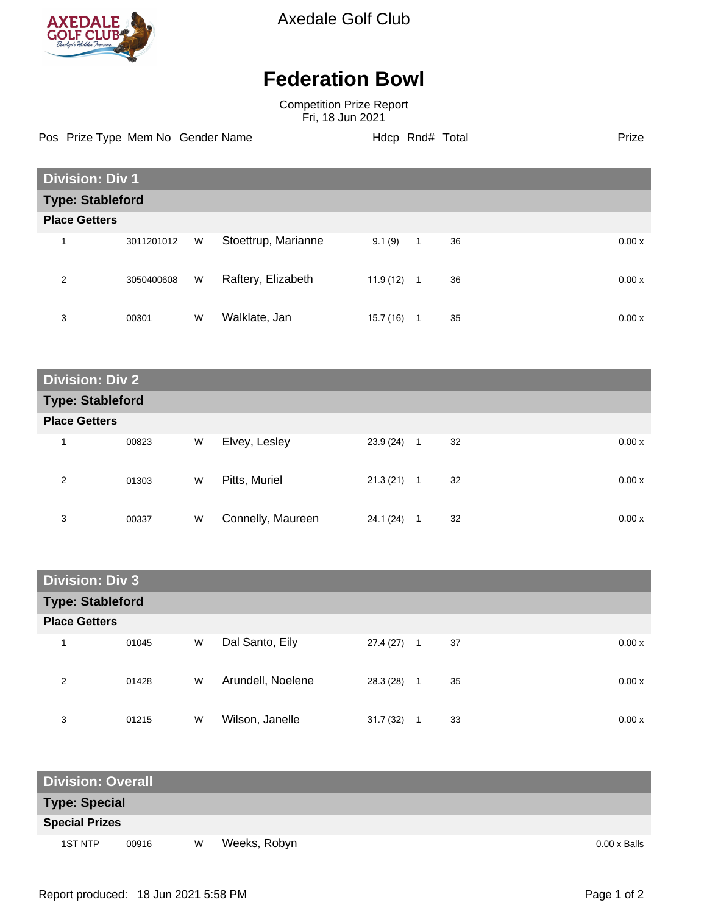Axedale Golf Club

# Federation Bowl

Competition Prize Report
Fri, 18 Jun 2021

## Division: Div 1

### Type: Stableford

**Place Getters**

| Pos | Prize Type | Mem No | Gender | Name | Hdcp | Rnd# | Total | Prize |
|---|---|---|---|---|---|---|---|---|
| 1 | | 3011201012 | W | Stoettrup, Marianne | 9.1 (9) | 1 | 36 | 0.00 x |
| 2 | | 3050400608 | W | Raftery, Elizabeth | 11.9 (12) | 1 | 36 | 0.00 x |
| 3 | | 00301 | W | Walklate, Jan | 15.7 (16) | 1 | 35 | 0.00 x |

## Division: Div 2

### Type: Stableford

**Place Getters**

| Pos | Prize Type | Mem No | Gender | Name | Hdcp | Rnd# | Total | Prize |
|---|---|---|---|---|---|---|---|---|
| 1 | | 00823 | W | Elvey, Lesley | 23.9 (24) | 1 | 32 | 0.00 x |
| 2 | | 01303 | W | Pitts, Muriel | 21.3 (21) | 1 | 32 | 0.00 x |
| 3 | | 00337 | W | Connelly, Maureen | 24.1 (24) | 1 | 32 | 0.00 x |

## Division: Div 3

### Type: Stableford

**Place Getters**

| Pos | Prize Type | Mem No | Gender | Name | Hdcp | Rnd# | Total | Prize |
|---|---|---|---|---|---|---|---|---|
| 1 | | 01045 | W | Dal Santo, Eily | 27.4 (27) | 1 | 37 | 0.00 x |
| 2 | | 01428 | W | Arundell, Noelene | 28.3 (28) | 1 | 35 | 0.00 x |
| 3 | | 01215 | W | Wilson, Janelle | 31.7 (32) | 1 | 33 | 0.00 x |

## Division: Overall

### Type: Special

**Special Prizes**

| Pos | Prize Type | Mem No | Gender | Name | Hdcp | Rnd# | Total | Prize |
|---|---|---|---|---|---|---|---|---|
| | 1ST NTP | 00916 | W | Weeks, Robyn | | | | 0.00 x Balls |

Report produced: 18 Jun 2021 5:58 PM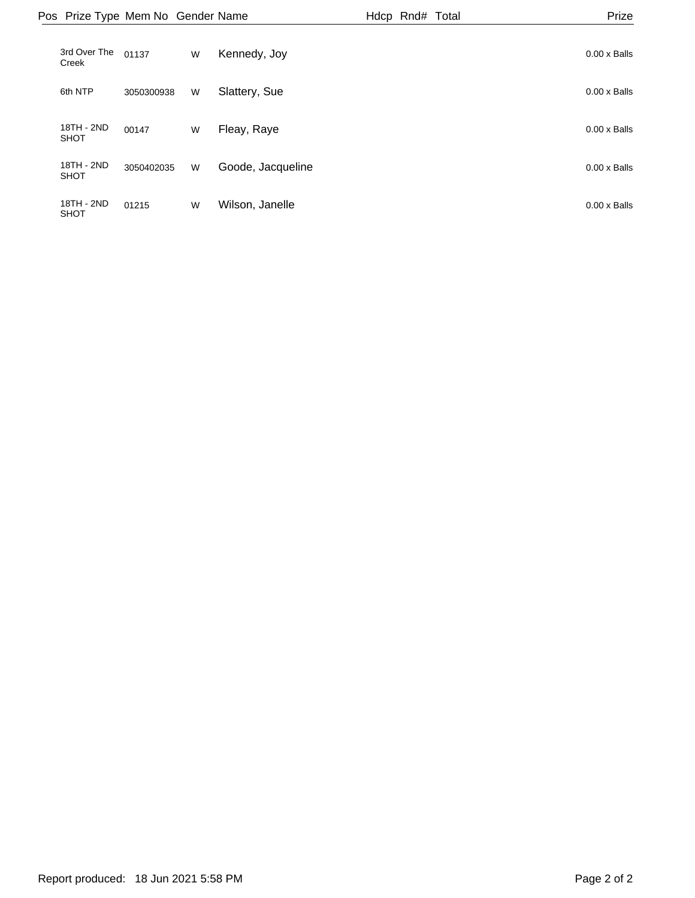| Pos | Prize Type | Mem No | Gender | Name | Hdcp | Rnd# | Total | Prize |
|---|---|---|---|---|---|---|---|---|
| | 3rd Over The Creek | 01137 | W | Kennedy, Joy | | | | 0.00 x Balls |
| | 6th NTP | 3050300938 | W | Slattery, Sue | | | | 0.00 x Balls |
| | 18TH - 2ND SHOT | 00147 | W | Fleay, Raye | | | | 0.00 x Balls |
| | 18TH - 2ND SHOT | 3050402035 | W | Goode, Jacqueline | | | | 0.00 x Balls |
| | 18TH - 2ND SHOT | 01215 | W | Wilson, Janelle | | | | 0.00 x Balls |

Report produced: 18 Jun 2021 5:58 PM